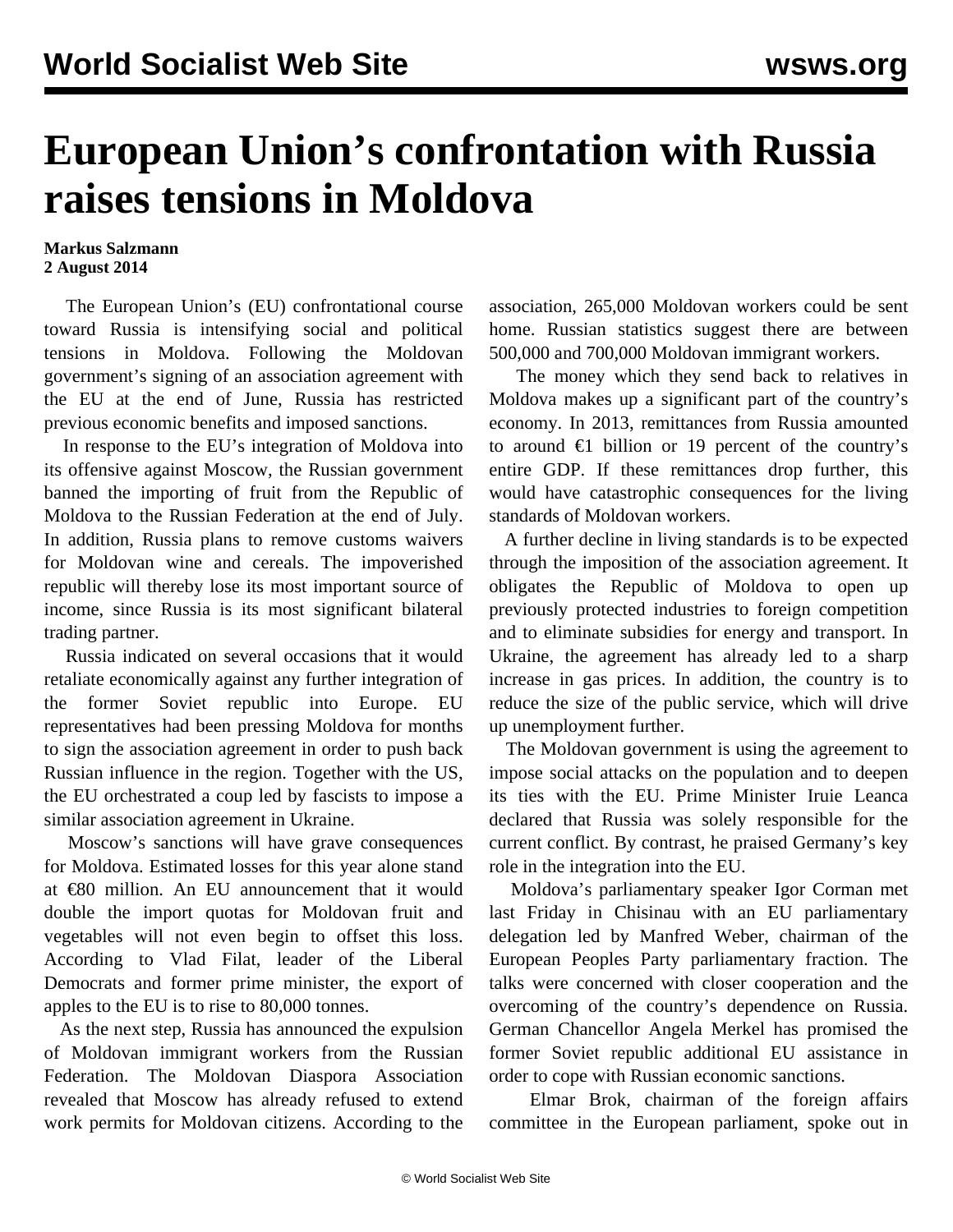# European Union's confrontation with Russia raises tensions in Moldova

**Markus Salzmann**
**2 August 2014**

The European Union's (EU) confrontational course toward Russia is intensifying social and political tensions in Moldova. Following the Moldovan government's signing of an association agreement with the EU at the end of June, Russia has restricted previous economic benefits and imposed sanctions.

In response to the EU's integration of Moldova into its offensive against Moscow, the Russian government banned the importing of fruit from the Republic of Moldova to the Russian Federation at the end of July. In addition, Russia plans to remove customs waivers for Moldovan wine and cereals. The impoverished republic will thereby lose its most important source of income, since Russia is its most significant bilateral trading partner.

Russia indicated on several occasions that it would retaliate economically against any further integration of the former Soviet republic into Europe. EU representatives had been pressing Moldova for months to sign the association agreement in order to push back Russian influence in the region. Together with the US, the EU orchestrated a coup led by fascists to impose a similar association agreement in Ukraine.

Moscow's sanctions will have grave consequences for Moldova. Estimated losses for this year alone stand at €80 million. An EU announcement that it would double the import quotas for Moldovan fruit and vegetables will not even begin to offset this loss. According to Vlad Filat, leader of the Liberal Democrats and former prime minister, the export of apples to the EU is to rise to 80,000 tonnes.

As the next step, Russia has announced the expulsion of Moldovan immigrant workers from the Russian Federation. The Moldovan Diaspora Association revealed that Moscow has already refused to extend work permits for Moldovan citizens. According to the association, 265,000 Moldovan workers could be sent home. Russian statistics suggest there are between 500,000 and 700,000 Moldovan immigrant workers.

The money which they send back to relatives in Moldova makes up a significant part of the country's economy. In 2013, remittances from Russia amounted to around €1 billion or 19 percent of the country's entire GDP. If these remittances drop further, this would have catastrophic consequences for the living standards of Moldovan workers.

A further decline in living standards is to be expected through the imposition of the association agreement. It obligates the Republic of Moldova to open up previously protected industries to foreign competition and to eliminate subsidies for energy and transport. In Ukraine, the agreement has already led to a sharp increase in gas prices. In addition, the country is to reduce the size of the public service, which will drive up unemployment further.

The Moldovan government is using the agreement to impose social attacks on the population and to deepen its ties with the EU. Prime Minister Iruie Leanca declared that Russia was solely responsible for the current conflict. By contrast, he praised Germany's key role in the integration into the EU.

Moldova's parliamentary speaker Igor Corman met last Friday in Chisinau with an EU parliamentary delegation led by Manfred Weber, chairman of the European Peoples Party parliamentary fraction. The talks were concerned with closer cooperation and the overcoming of the country's dependence on Russia. German Chancellor Angela Merkel has promised the former Soviet republic additional EU assistance in order to cope with Russian economic sanctions.

Elmar Brok, chairman of the foreign affairs committee in the European parliament, spoke out in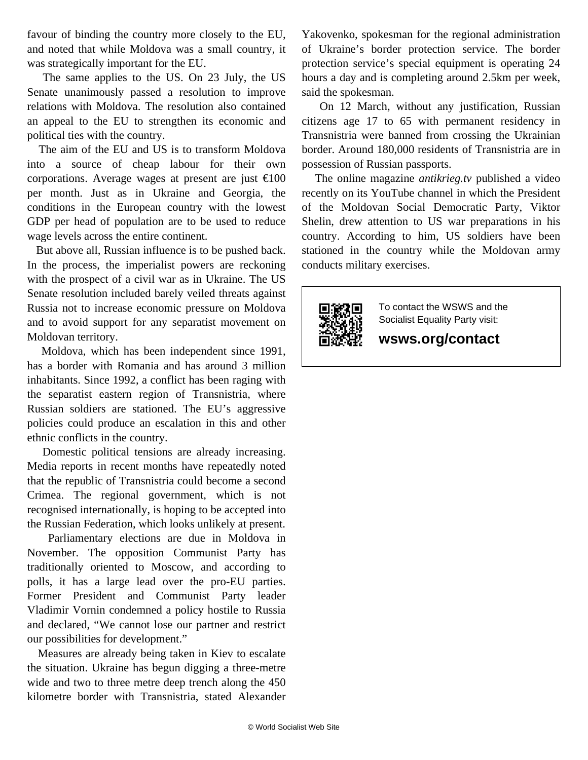favour of binding the country more closely to the EU, and noted that while Moldova was a small country, it was strategically important for the EU.

The same applies to the US. On 23 July, the US Senate unanimously passed a resolution to improve relations with Moldova. The resolution also contained an appeal to the EU to strengthen its economic and political ties with the country.

The aim of the EU and US is to transform Moldova into a source of cheap labour for their own corporations. Average wages at present are just €100 per month. Just as in Ukraine and Georgia, the conditions in the European country with the lowest GDP per head of population are to be used to reduce wage levels across the entire continent.

But above all, Russian influence is to be pushed back. In the process, the imperialist powers are reckoning with the prospect of a civil war as in Ukraine. The US Senate resolution included barely veiled threats against Russia not to increase economic pressure on Moldova and to avoid support for any separatist movement on Moldovan territory.

Moldova, which has been independent since 1991, has a border with Romania and has around 3 million inhabitants. Since 1992, a conflict has been raging with the separatist eastern region of Transnistria, where Russian soldiers are stationed. The EU's aggressive policies could produce an escalation in this and other ethnic conflicts in the country.

Domestic political tensions are already increasing. Media reports in recent months have repeatedly noted that the republic of Transnistria could become a second Crimea. The regional government, which is not recognised internationally, is hoping to be accepted into the Russian Federation, which looks unlikely at present.

Parliamentary elections are due in Moldova in November. The opposition Communist Party has traditionally oriented to Moscow, and according to polls, it has a large lead over the pro-EU parties. Former President and Communist Party leader Vladimir Vornin condemned a policy hostile to Russia and declared, "We cannot lose our partner and restrict our possibilities for development."

Measures are already being taken in Kiev to escalate the situation. Ukraine has begun digging a three-metre wide and two to three metre deep trench along the 450 kilometre border with Transnistria, stated Alexander Yakovenko, spokesman for the regional administration of Ukraine's border protection service. The border protection service's special equipment is operating 24 hours a day and is completing around 2.5km per week, said the spokesman.

On 12 March, without any justification, Russian citizens age 17 to 65 with permanent residency in Transnistria were banned from crossing the Ukrainian border. Around 180,000 residents of Transnistria are in possession of Russian passports.

The online magazine *antikrieg.tv* published a video recently on its YouTube channel in which the President of the Moldovan Social Democratic Party, Viktor Shelin, drew attention to US war preparations in his country. According to him, US soldiers have been stationed in the country while the Moldovan army conducts military exercises.

To contact the WSWS and the Socialist Equality Party visit:

**wsws.org/contact**